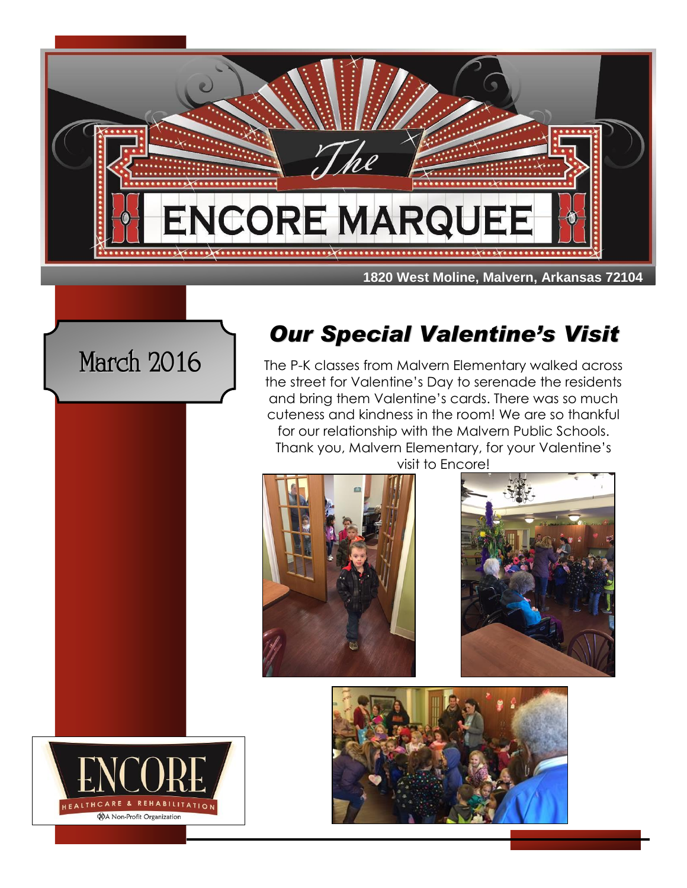# The ENCORE MARQUEE

**1820 West Moline, Malvern, Arkansas 72104**

March 2016

## *Our Special Valentine's Visit*

The P-K classes from Malvern Elementary walked across the street for Valentine's Day to serenade the residents and bring them Valentine's cards. There was so much cuteness and kindness in the room! We are so thankful for our relationship with the Malvern Public Schools. Thank you, Malvern Elementary, for your Valentine's visit to Encore!

ENCORE HEALTHCARE & REHABILITATION

A Non-Profit Organization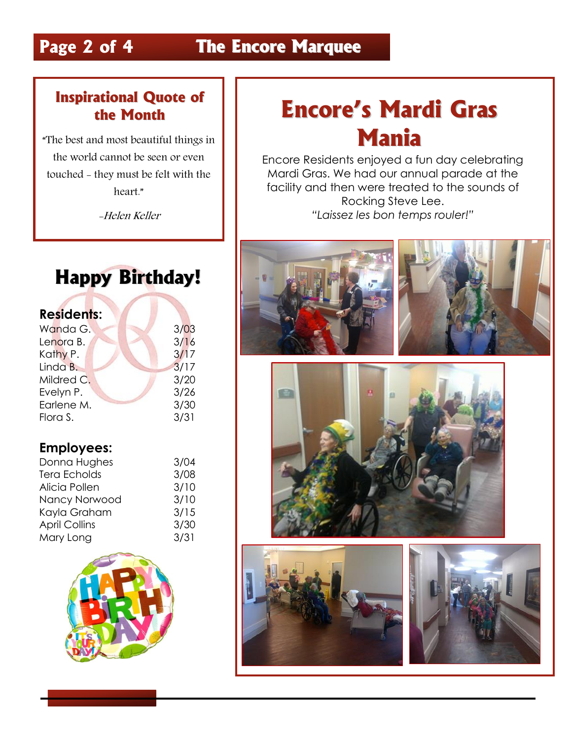## Inspirational Quote of the Month

"The best and most beautiful things in the world cannot be seen or even touched - they must be felt with the heart."

*-Helen Keller*

## Happy Birthday!

**Residents:**

| | |
|---|---|
| Wanda G. | 3/03 |
| Lenora B. | 3/16 |
| Kathy P. | 3/17 |
| Linda B. | 3/17 |
| Mildred C. | 3/20 |
| Evelyn P. | 3/26 |
| Earlene M. | 3/30 |
| Flora S. | 3/31 |

**Employees:**

| | |
|---|---|
| Donna Hughes | 3/04 |
| Tera Echolds | 3/08 |
| Alicia Pollen | 3/10 |
| Nancy Norwood | 3/10 |
| Kayla Graham | 3/15 |
| April Collins | 3/30 |
| Mary Long | 3/31 |

# Encore's Mardi Gras Mania

Encore Residents enjoyed a fun day celebrating Mardi Gras. We had our annual parade at the facility and then were treated to the sounds of Rocking Steve Lee.

*"Laissez les bon temps rouler!"*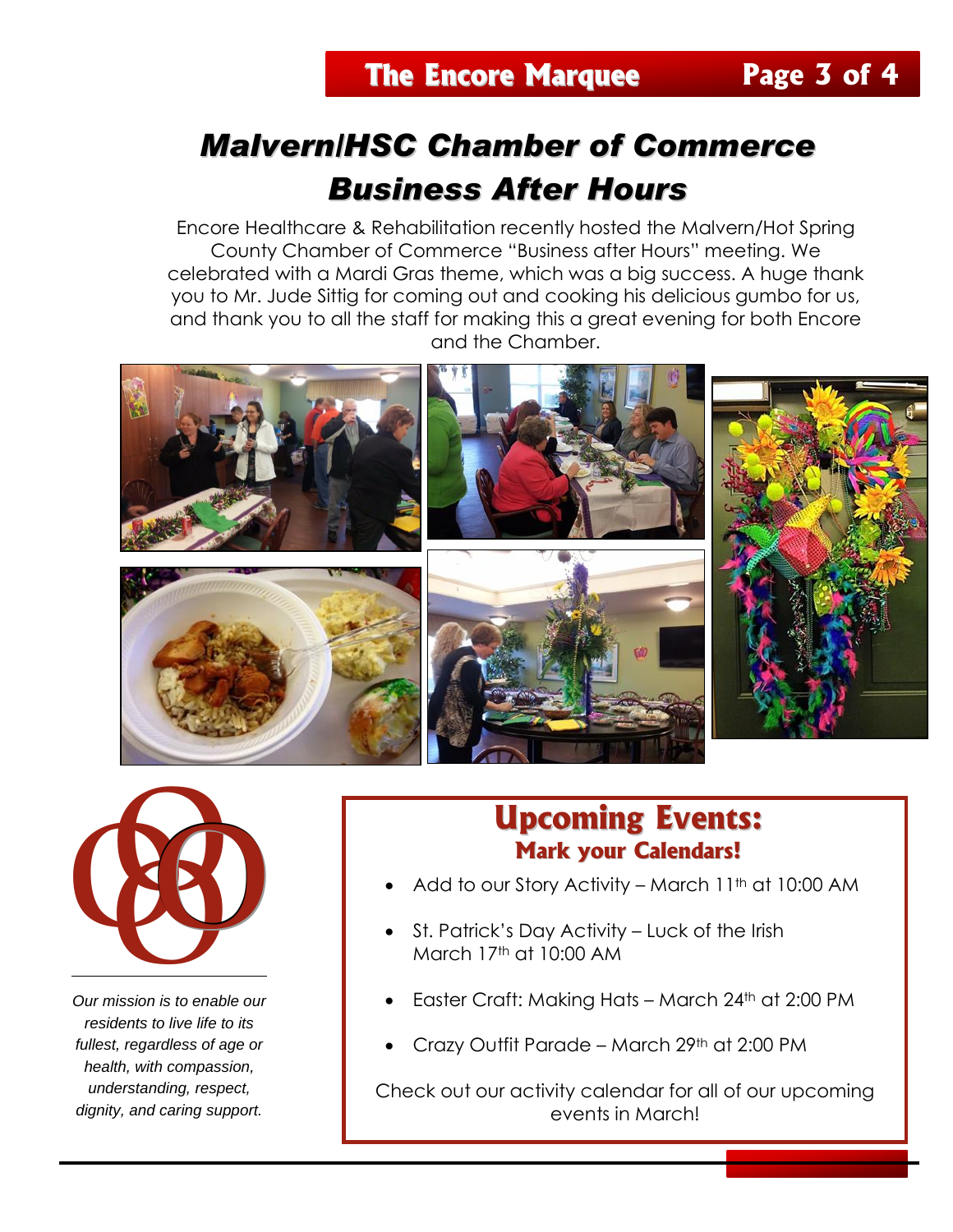# Malvern/HSC Chamber of Commerce Business After Hours

Encore Healthcare & Rehabilitation recently hosted the Malvern/Hot Spring County Chamber of Commerce "Business after Hours" meeting. We celebrated with a Mardi Gras theme, which was a big success. A huge thank you to Mr. Jude Sittig for coming out and cooking his delicious gumbo for us, and thank you to all the staff for making this a great evening for both Encore and the Chamber.

*Our mission is to enable our residents to live life to its fullest, regardless of age or health, with compassion, understanding, respect, dignity, and caring support.*

## Upcoming Events:

### Mark your Calendars!

- Add to our Story Activity – March 11th at 10:00 AM
- St. Patrick's Day Activity – Luck of the Irish March 17th at 10:00 AM
- Easter Craft: Making Hats – March 24th at 2:00 PM
- Crazy Outfit Parade – March 29th at 2:00 PM

Check out our activity calendar for all of our upcoming events in March!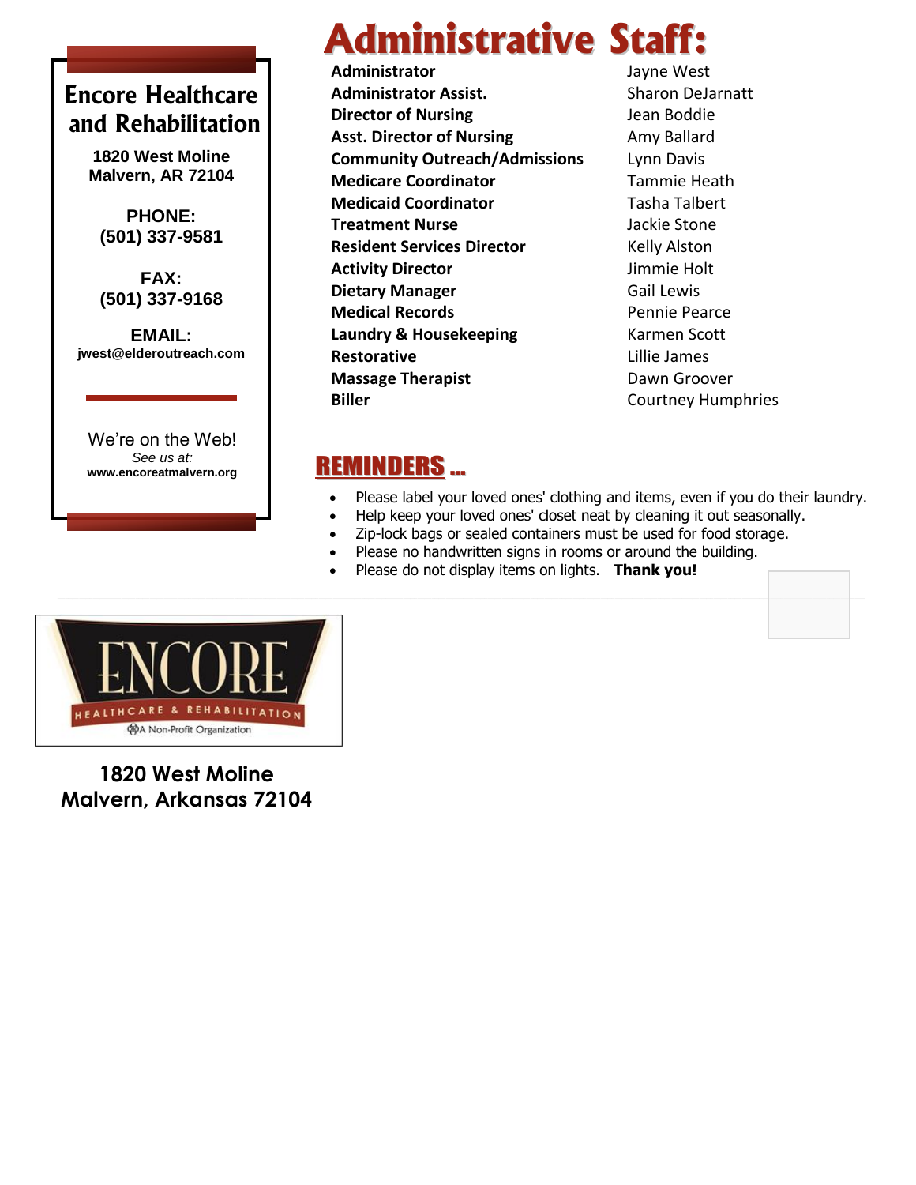## Encore Healthcare and Rehabilitation

**1820 West Moline**
**Malvern, AR 72104**

**PHONE:**
**(501) 337-9581**

**FAX:**
**(501) 337-9168**

**EMAIL:**
**jwest@elderoutreach.com**

We're on the Web!
*See us at:*
**www.encoreatmalvern.org**

# Administrative Staff:

| | |
|---|---|
| **Administrator** | Jayne West |
| **Administrator Assist.** | Sharon DeJarnatt |
| **Director of Nursing** | Jean Boddie |
| **Asst. Director of Nursing** | Amy Ballard |
| **Community Outreach/Admissions** | Lynn Davis |
| **Medicare Coordinator** | Tammie Heath |
| **Medicaid Coordinator** | Tasha Talbert |
| **Treatment Nurse** | Jackie Stone |
| **Resident Services Director** | Kelly Alston |
| **Activity Director** | Jimmie Holt |
| **Dietary Manager** | Gail Lewis |
| **Medical Records** | Pennie Pearce |
| **Laundry & Housekeeping** | Karmen Scott |
| **Restorative** | Lillie James |
| **Massage Therapist** | Dawn Groover |
| **Biller** | Courtney Humphries |

## REMINDERS ...

- Please label your loved ones' clothing and items, even if you do their laundry.
- Help keep your loved ones' closet neat by cleaning it out seasonally.
- Zip-lock bags or sealed containers must be used for food storage.
- Please no handwritten signs in rooms or around the building.
- Please do not display items on lights. **Thank you!**

ENCORE
HEALTHCARE & REHABILITATION
A Non-Profit Organization

**1820 West Moline**
**Malvern, Arkansas 72104**